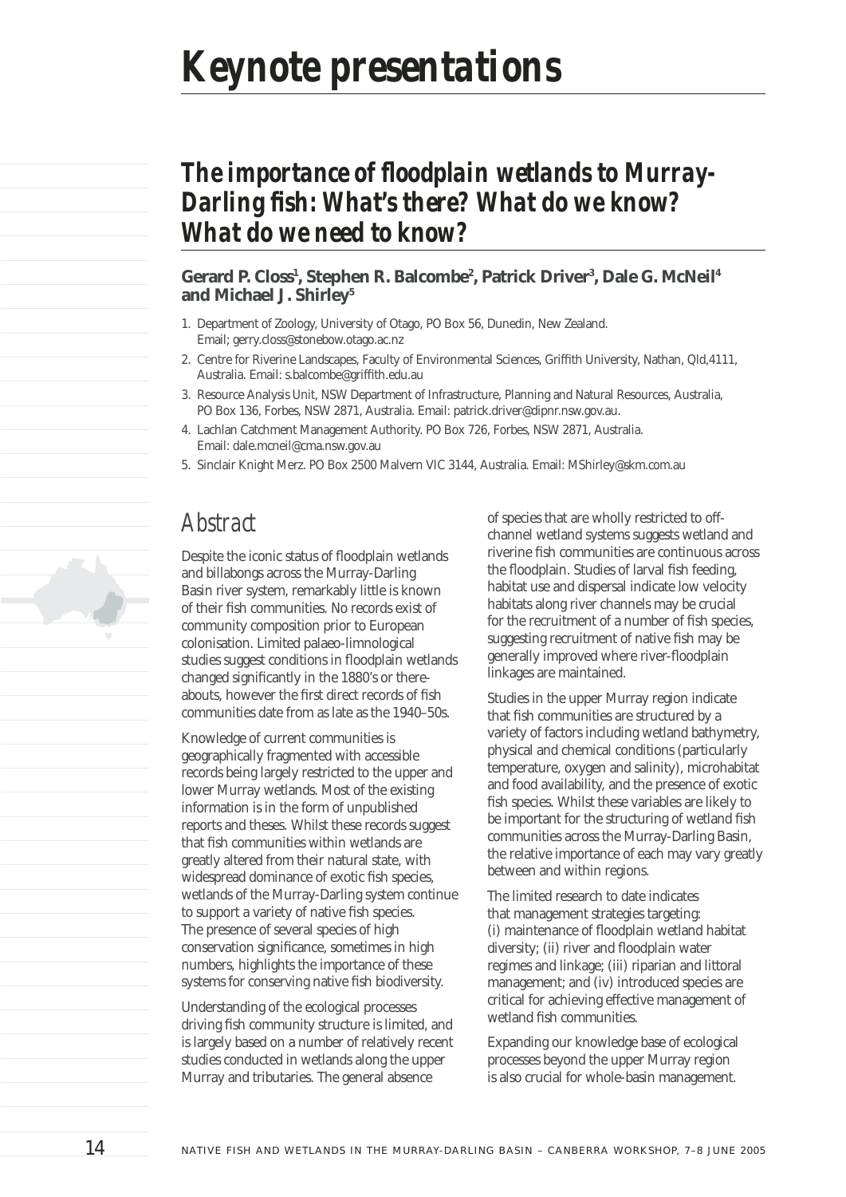# Keynote presentations

## The importance of floodplain wetlands to Murray-Darling fish: What's there? What do we know? What do we need to know?

**Gerard P. Closs[1], Stephen R. Balcombe[2], Patrick Driver[3], Dale G. McNeil[4] and Michael J. Shirley[5]**

1. Department of Zoology, University of Otago, PO Box 56, Dunedin, New Zealand. Email; gerry.closs@stonebow.otago.ac.nz
2. Centre for Riverine Landscapes, Faculty of Environmental Sciences, Griffith University, Nathan, Qld,4111, Australia. Email: s.balcombe@griffith.edu.au
3. Resource Analysis Unit, NSW Department of Infrastructure, Planning and Natural Resources, Australia, PO Box 136, Forbes, NSW 2871, Australia. Email: patrick.driver@dipnr.nsw.gov.au.
4. Lachlan Catchment Management Authority. PO Box 726, Forbes, NSW 2871, Australia. Email: dale.mcneil@cma.nsw.gov.au
5. Sinclair Knight Merz. PO Box 2500 Malvern VIC 3144, Australia. Email: MShirley@skm.com.au

### Abstract

Despite the iconic status of floodplain wetlands and billabongs across the Murray-Darling Basin river system, remarkably little is known of their fish communities. No records exist of community composition prior to European colonisation. Limited palaeo-limnological studies suggest conditions in floodplain wetlands changed significantly in the 1880's or thereabouts, however the first direct records of fish communities date from as late as the 1940–50s.

Knowledge of current communities is geographically fragmented with accessible records being largely restricted to the upper and lower Murray wetlands. Most of the existing information is in the form of unpublished reports and theses. Whilst these records suggest that fish communities within wetlands are greatly altered from their natural state, with widespread dominance of exotic fish species, wetlands of the Murray-Darling system continue to support a variety of native fish species. The presence of several species of high conservation significance, sometimes in high numbers, highlights the importance of these systems for conserving native fish biodiversity.

Understanding of the ecological processes driving fish community structure is limited, and is largely based on a number of relatively recent studies conducted in wetlands along the upper Murray and tributaries. The general absence of species that are wholly restricted to off-channel wetland systems suggests wetland and riverine fish communities are continuous across the floodplain. Studies of larval fish feeding, habitat use and dispersal indicate low velocity habitats along river channels may be crucial for the recruitment of a number of fish species, suggesting recruitment of native fish may be generally improved where river-floodplain linkages are maintained.

Studies in the upper Murray region indicate that fish communities are structured by a variety of factors including wetland bathymetry, physical and chemical conditions (particularly temperature, oxygen and salinity), microhabitat and food availability, and the presence of exotic fish species. Whilst these variables are likely to be important for the structuring of wetland fish communities across the Murray-Darling Basin, the relative importance of each may vary greatly between and within regions.

The limited research to date indicates that management strategies targeting: (i) maintenance of floodplain wetland habitat diversity; (ii) river and floodplain water regimes and linkage; (iii) riparian and littoral management; and (iv) introduced species are critical for achieving effective management of wetland fish communities.

Expanding our knowledge base of ecological processes beyond the upper Murray region is also crucial for whole-basin management.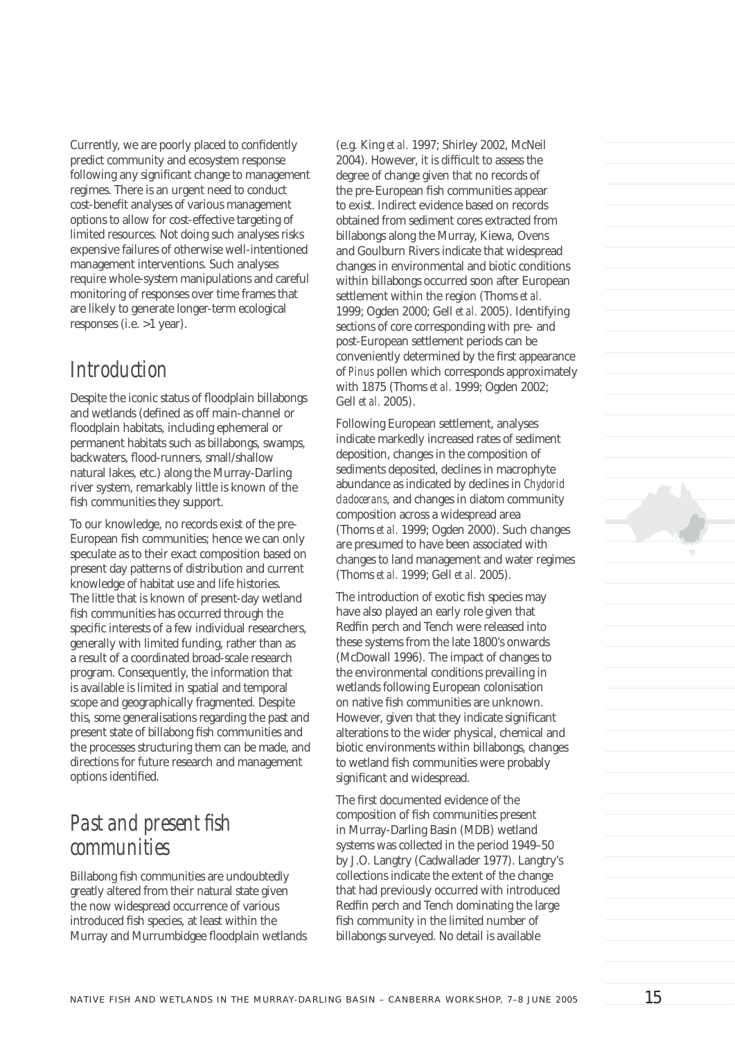Currently, we are poorly placed to confidently predict community and ecosystem response following any significant change to management regimes. There is an urgent need to conduct cost-benefit analyses of various management options to allow for cost-effective targeting of limited resources. Not doing such analyses risks expensive failures of otherwise well-intentioned management interventions. Such analyses require whole-system manipulations and careful monitoring of responses over time frames that are likely to generate longer-term ecological responses (i.e. >1 year).

## Introduction

Despite the iconic status of floodplain billabongs and wetlands (defined as off main-channel or floodplain habitats, including ephemeral or permanent habitats such as billabongs, swamps, backwaters, flood-runners, small/shallow natural lakes, etc.) along the Murray-Darling river system, remarkably little is known of the fish communities they support.

To our knowledge, no records exist of the pre-European fish communities; hence we can only speculate as to their exact composition based on present day patterns of distribution and current knowledge of habitat use and life histories. The little that is known of present-day wetland fish communities has occurred through the specific interests of a few individual researchers, generally with limited funding, rather than as a result of a coordinated broad-scale research program. Consequently, the information that is available is limited in spatial and temporal scope and geographically fragmented. Despite this, some generalisations regarding the past and present state of billabong fish communities and the processes structuring them can be made, and directions for future research and management options identified.

## Past and present fish communities

Billabong fish communities are undoubtedly greatly altered from their natural state given the now widespread occurrence of various introduced fish species, at least within the Murray and Murrumbidgee floodplain wetlands (e.g. King *et al.* 1997; Shirley 2002, McNeil 2004). However, it is difficult to assess the degree of change given that no records of the pre-European fish communities appear to exist. Indirect evidence based on records obtained from sediment cores extracted from billabongs along the Murray, Kiewa, Ovens and Goulburn Rivers indicate that widespread changes in environmental and biotic conditions within billabongs occurred soon after European settlement within the region (Thoms *et al.* 1999; Ogden 2000; Gell *et al.* 2005). Identifying sections of core corresponding with pre- and post-European settlement periods can be conveniently determined by the first appearance of *Pinus* pollen which corresponds approximately with 1875 (Thoms *et al.* 1999; Ogden 2002; Gell *et al.* 2005).

Following European settlement, analyses indicate markedly increased rates of sediment deposition, changes in the composition of sediments deposited, declines in macrophyte abundance as indicated by declines in *Chydorid cladocerans*, and changes in diatom community composition across a widespread area (Thoms *et al.* 1999; Ogden 2000). Such changes are presumed to have been associated with changes to land management and water regimes (Thoms *et al.* 1999; Gell *et al.* 2005).

The introduction of exotic fish species may have also played an early role given that Redfin perch and Tench were released into these systems from the late 1800's onwards (McDowall 1996). The impact of changes to the environmental conditions prevailing in wetlands following European colonisation on native fish communities are unknown. However, given that they indicate significant alterations to the wider physical, chemical and biotic environments within billabongs, changes to wetland fish communities were probably significant and widespread.

The first documented evidence of the composition of fish communities present in Murray-Darling Basin (MDB) wetland systems was collected in the period 1949–50 by J.O. Langtry (Cadwallader 1977). Langtry's collections indicate the extent of the change that had previously occurred with introduced Redfin perch and Tench dominating the large fish community in the limited number of billabongs surveyed. No detail is available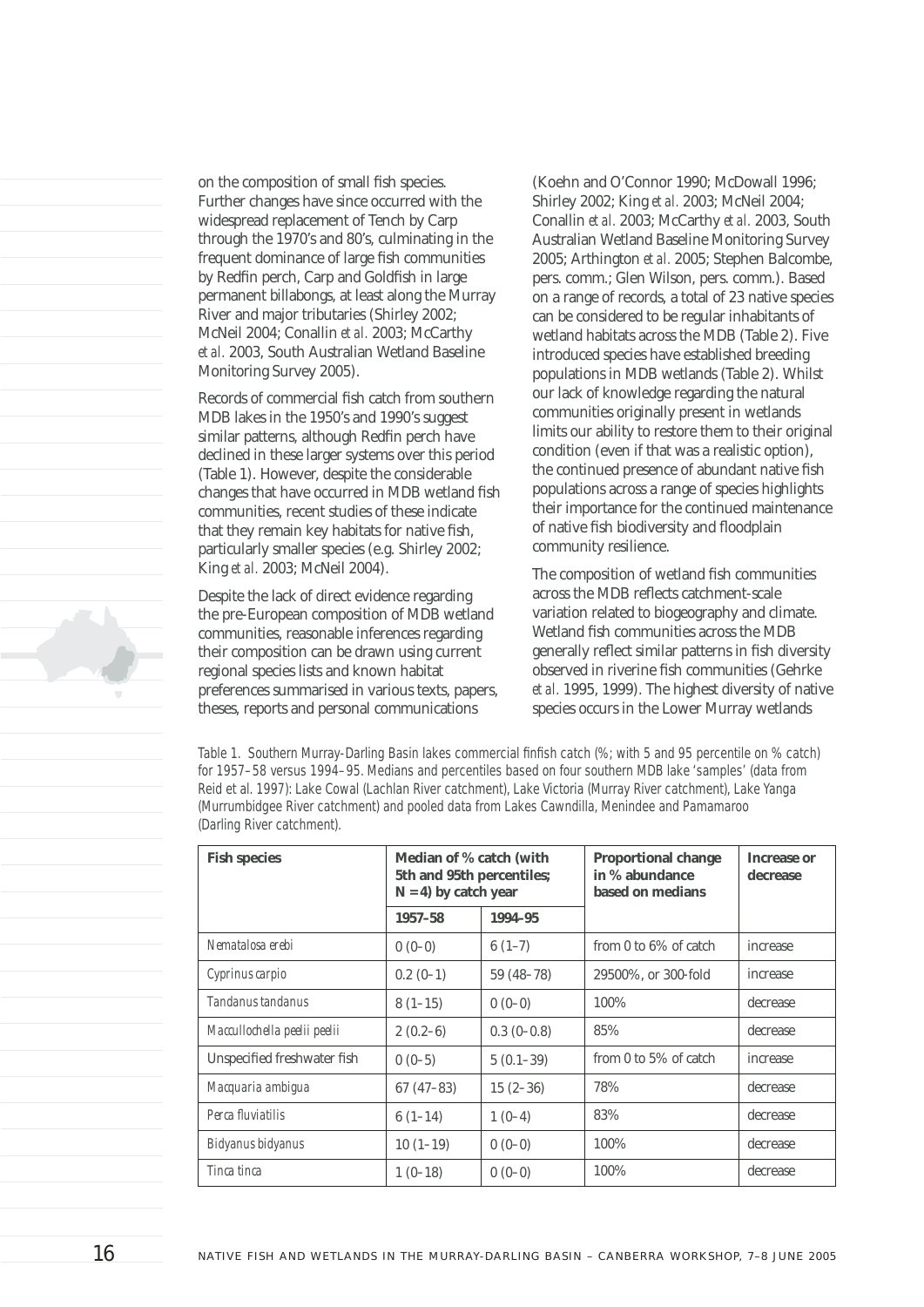on the composition of small fish species. Further changes have since occurred with the widespread replacement of Tench by Carp through the 1970's and 80's, culminating in the frequent dominance of large fish communities by Redfin perch, Carp and Goldfish in large permanent billabongs, at least along the Murray River and major tributaries (Shirley 2002; McNeil 2004; Conallin *et al.* 2003; McCarthy *et al.* 2003, South Australian Wetland Baseline Monitoring Survey 2005).

Records of commercial fish catch from southern MDB lakes in the 1950's and 1990's suggest similar patterns, although Redfin perch have declined in these larger systems over this period (Table 1). However, despite the considerable changes that have occurred in MDB wetland fish communities, recent studies of these indicate that they remain key habitats for native fish, particularly smaller species (e.g. Shirley 2002; King *et al.* 2003; McNeil 2004).

Despite the lack of direct evidence regarding the pre-European composition of MDB wetland communities, reasonable inferences regarding their composition can be drawn using current regional species lists and known habitat preferences summarised in various texts, papers, theses, reports and personal communications (Koehn and O'Connor 1990; McDowall 1996; Shirley 2002; King *et al.* 2003; McNeil 2004; Conallin *et al.* 2003; McCarthy *et al.* 2003, South Australian Wetland Baseline Monitoring Survey 2005; Arthington *et al.* 2005; Stephen Balcombe, pers. comm.; Glen Wilson, pers. comm.). Based on a range of records, a total of 23 native species can be considered to be regular inhabitants of wetland habitats across the MDB (Table 2). Five introduced species have established breeding populations in MDB wetlands (Table 2). Whilst our lack of knowledge regarding the natural communities originally present in wetlands limits our ability to restore them to their original condition (even if that was a realistic option), the continued presence of abundant native fish populations across a range of species highlights their importance for the continued maintenance of native fish biodiversity and floodplain community resilience.

The composition of wetland fish communities across the MDB reflects catchment-scale variation related to biogeography and climate. Wetland fish communities across the MDB generally reflect similar patterns in fish diversity observed in riverine fish communities (Gehrke *et al.* 1995, 1999). The highest diversity of native species occurs in the Lower Murray wetlands

Table 1. Southern Murray-Darling Basin lakes commercial finfish catch (%; with 5 and 95 percentile on % catch) for 1957–58 versus 1994–95. Medians and percentiles based on four southern MDB lake 'samples' (data from Reid et al. 1997): Lake Cowal (Lachlan River catchment), Lake Victoria (Murray River catchment), Lake Yanga (Murrumbidgee River catchment) and pooled data from Lakes Cawndilla, Menindee and Pamamaroo (Darling River catchment).

| Fish species | Median of % catch (with 5th and 95th percentiles; N = 4) by catch year | | Proportional change in % abundance based on medians | Increase or decrease |
|---|---|---|---|---|
| | 1957–58 | 1994–95 | | |
| *Nematalosa erebi* | 0 (0–0) | 6 (1–7) | from 0 to 6% of catch | increase |
| *Cyprinus carpio* | 0.2 (0–1) | 59 (48–78) | 29500%, or 300-fold | increase |
| *Tandanus tandanus* | 8 (1–15) | 0 (0–0) | 100% | decrease |
| *Maccullochella peelii peelii* | 2 (0.2–6) | 0.3 (0–0.8) | 85% | decrease |
| Unspecified freshwater fish | 0 (0–5) | 5 (0.1–39) | from 0 to 5% of catch | increase |
| *Macquaria ambigua* | 67 (47–83) | 15 (2–36) | 78% | decrease |
| *Perca fluviatilis* | 6 (1–14) | 1 (0–4) | 83% | decrease |
| *Bidyanus bidyanus* | 10 (1–19) | 0 (0–0) | 100% | decrease |
| *Tinca tinca* | 1 (0–18) | 0 (0–0) | 100% | decrease |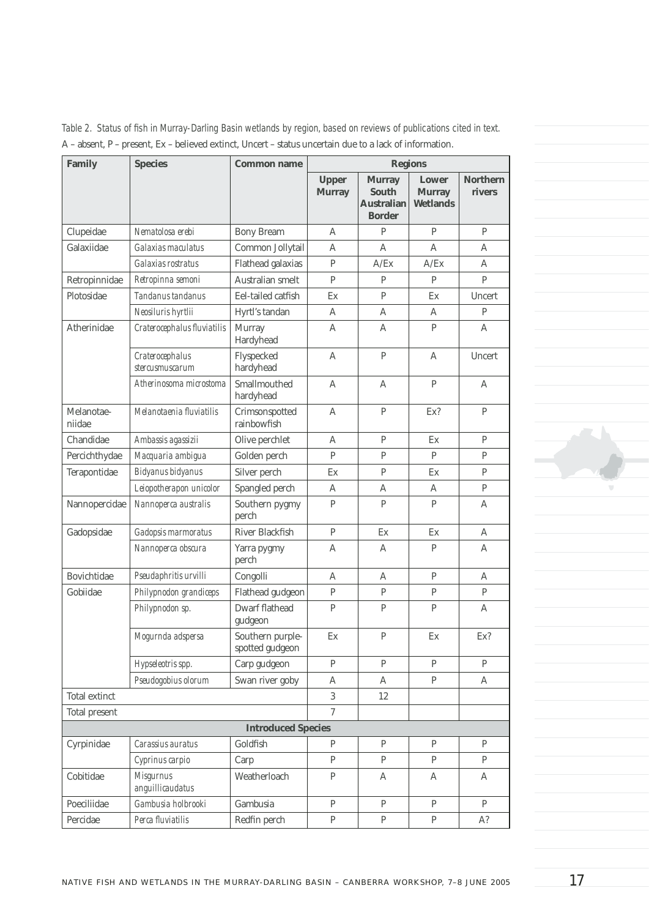Table 2. Status of fish in Murray-Darling Basin wetlands by region, based on reviews of publications cited in text. A – absent, P – present, Ex – believed extinct, Uncert – status uncertain due to a lack of information.

| Family | Species | Common name | Regions | | | |
|---|---|---|---|---|---|---|
| | | | Upper Murray | Murray South Australian Border | Lower Murray Wetlands | Northern rivers |
| Clupeidae | *Nematolosa erebi* | Bony Bream | A | P | P | P |
| Galaxiidae | *Galaxias maculatus* | Common Jollytail | A | A | A | A |
| | *Galaxias rostratus* | Flathead galaxias | P | A/Ex | A/Ex | A |
| Retropinnidae | *Retropinna semoni* | Australian smelt | P | P | P | P |
| Plotosidae | *Tandanus tandanus* | Eel-tailed catfish | Ex | P | Ex | Uncert |
| | *Neosiluris hyrtlii* | Hyrtl's tandan | A | A | A | P |
| Atherinidae | *Craterocephalus fluviatilis* | Murray Hardyhead | A | A | P | A |
| | *Craterocephalus stercusmuscarum* | Flyspecked hardyhead | A | P | A | Uncert |
| | *Atherinosoma microstoma* | Smallmouthed hardyhead | A | A | P | A |
| Melanotae-niidae | *Melanotaenia fluviatilis* | Crimsonspotted rainbowfish | A | P | Ex? | P |
| Chandidae | *Ambassis agassizii* | Olive perchlet | A | P | Ex | P |
| Percichthydae | *Macquaria ambigua* | Golden perch | P | P | P | P |
| Terapontidae | *Bidyanus bidyanus* | Silver perch | Ex | P | Ex | P |
| | *Leiopotherapon unicolor* | Spangled perch | A | A | A | P |
| Nannopercidae | *Nannoperca australis* | Southern pygmy perch | P | P | P | A |
| Gadopsidae | *Gadopsis marmoratus* | River Blackfish | P | Ex | Ex | A |
| | *Nannoperca obscura* | Yarra pygmy perch | A | A | P | A |
| Bovichtidae | *Pseudaphritis urvilli* | Congolli | A | A | P | A |
| Gobiidae | *Philypnodon grandiceps* | Flathead gudgeon | P | P | P | P |
| | *Philypnodon sp.* | Dwarf flathead gudgeon | P | P | P | A |
| | *Mogurnda adspersa* | Southern purple-spotted gudgeon | Ex | P | Ex | Ex? |
| | *Hypseleotris spp.* | Carp gudgeon | P | P | P | P |
| | *Pseudogobius olorum* | Swan river goby | A | A | P | A |
| Total extinct | | | 3 | 12 | | |
| Total present | | | 7 | | | |
| **Introduced Species** | | | | | | |
| Cyrpinidae | *Carassius auratus* | Goldfish | P | P | P | P |
| | *Cyprinus carpio* | Carp | P | P | P | P |
| Cobitidae | *Misgurnus anguillicaudatus* | Weatherloach | P | A | A | A |
| Poeciliidae | *Gambusia holbrooki* | Gambusia | P | P | P | P |
| Percidae | *Perca fluviatilis* | Redfin perch | P | P | P | A? |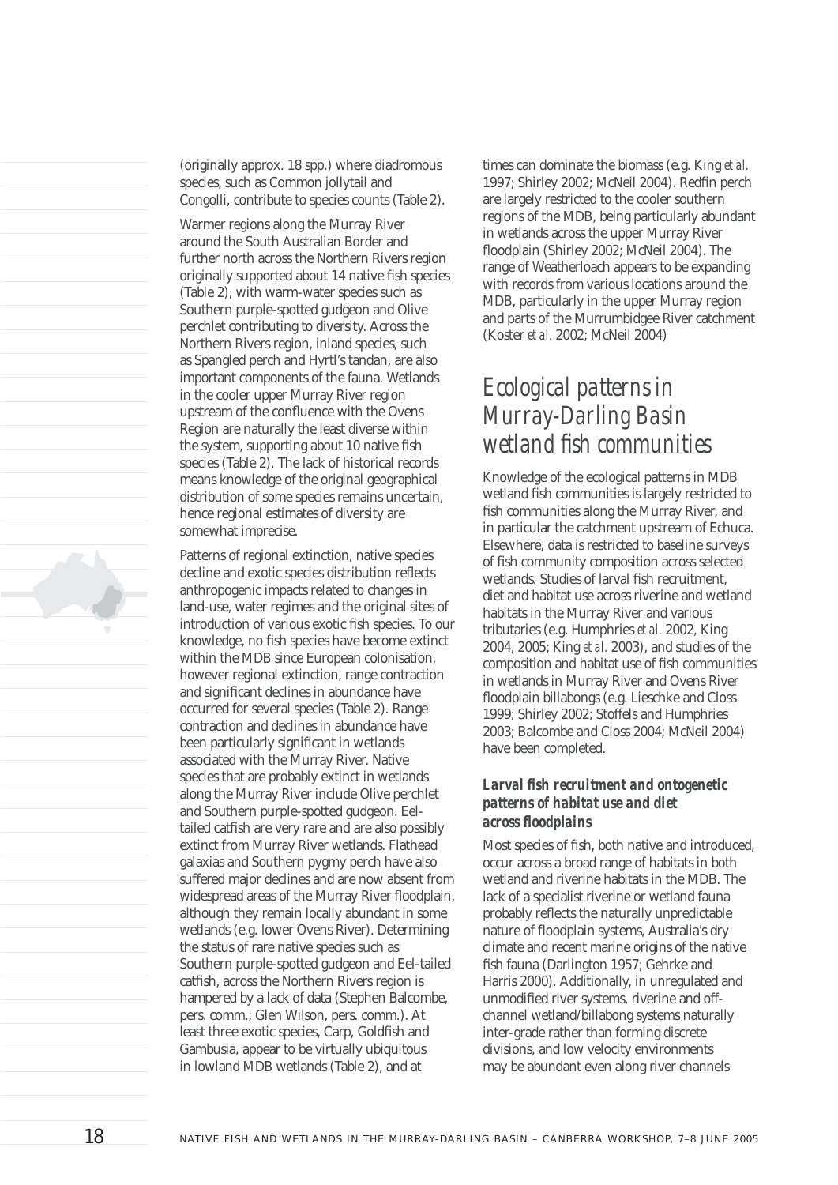(originally approx. 18 spp.) where diadromous species, such as Common jollytail and Congolli, contribute to species counts (Table 2).

Warmer regions along the Murray River around the South Australian Border and further north across the Northern Rivers region originally supported about 14 native fish species (Table 2), with warm-water species such as Southern purple-spotted gudgeon and Olive perchlet contributing to diversity. Across the Northern Rivers region, inland species, such as Spangled perch and Hyrtl's tandan, are also important components of the fauna. Wetlands in the cooler upper Murray River region upstream of the confluence with the Ovens Region are naturally the least diverse within the system, supporting about 10 native fish species (Table 2). The lack of historical records means knowledge of the original geographical distribution of some species remains uncertain, hence regional estimates of diversity are somewhat imprecise.

Patterns of regional extinction, native species decline and exotic species distribution reflects anthropogenic impacts related to changes in land-use, water regimes and the original sites of introduction of various exotic fish species. To our knowledge, no fish species have become extinct within the MDB since European colonisation, however regional extinction, range contraction and significant declines in abundance have occurred for several species (Table 2). Range contraction and declines in abundance have been particularly significant in wetlands associated with the Murray River. Native species that are probably extinct in wetlands along the Murray River include Olive perchlet and Southern purple-spotted gudgeon. Eel-tailed catfish are very rare and are also possibly extinct from Murray River wetlands. Flathead galaxias and Southern pygmy perch have also suffered major declines and are now absent from widespread areas of the Murray River floodplain, although they remain locally abundant in some wetlands (e.g. lower Ovens River). Determining the status of rare native species such as Southern purple-spotted gudgeon and Eel-tailed catfish, across the Northern Rivers region is hampered by a lack of data (Stephen Balcombe, pers. comm.; Glen Wilson, pers. comm.). At least three exotic species, Carp, Goldfish and Gambusia, appear to be virtually ubiquitous in lowland MDB wetlands (Table 2), and at times can dominate the biomass (e.g. King *et al.* 1997; Shirley 2002; McNeil 2004). Redfin perch are largely restricted to the cooler southern regions of the MDB, being particularly abundant in wetlands across the upper Murray River floodplain (Shirley 2002; McNeil 2004). The range of Weatherloach appears to be expanding with records from various locations around the MDB, particularly in the upper Murray region and parts of the Murrumbidgee River catchment (Koster *et al.* 2002; McNeil 2004)

## Ecological patterns in Murray-Darling Basin wetland fish communities

Knowledge of the ecological patterns in MDB wetland fish communities is largely restricted to fish communities along the Murray River, and in particular the catchment upstream of Echuca. Elsewhere, data is restricted to baseline surveys of fish community composition across selected wetlands. Studies of larval fish recruitment, diet and habitat use across riverine and wetland habitats in the Murray River and various tributaries (e.g. Humphries *et al.* 2002, King 2004, 2005; King *et al.* 2003), and studies of the composition and habitat use of fish communities in wetlands in Murray River and Ovens River floodplain billabongs (e.g. Lieschke and Closs 1999; Shirley 2002; Stoffels and Humphries 2003; Balcombe and Closs 2004; McNeil 2004) have been completed.

### Larval fish recruitment and ontogenetic patterns of habitat use and diet across floodplains

Most species of fish, both native and introduced, occur across a broad range of habitats in both wetland and riverine habitats in the MDB. The lack of a specialist riverine or wetland fauna probably reflects the naturally unpredictable nature of floodplain systems, Australia's dry climate and recent marine origins of the native fish fauna (Darlington 1957; Gehrke and Harris 2000). Additionally, in unregulated and unmodified river systems, riverine and off-channel wetland/billabong systems naturally inter-grade rather than forming discrete divisions, and low velocity environments may be abundant even along river channels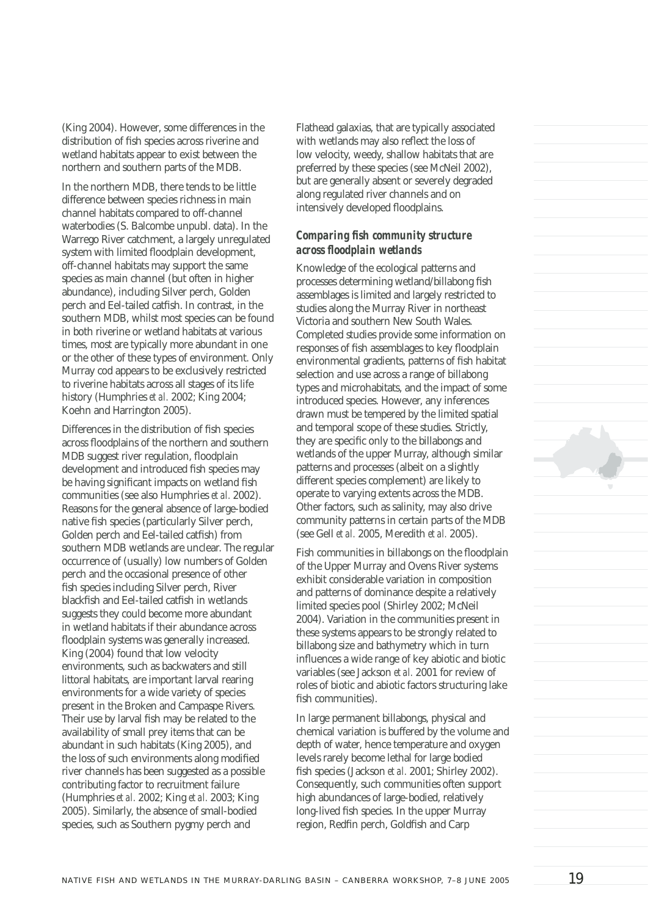(King 2004). However, some differences in the distribution of fish species across riverine and wetland habitats appear to exist between the northern and southern parts of the MDB.

In the northern MDB, there tends to be little difference between species richness in main channel habitats compared to off-channel waterbodies (S. Balcombe unpubl. data). In the Warrego River catchment, a largely unregulated system with limited floodplain development, off-channel habitats may support the same species as main channel (but often in higher abundance), including Silver perch, Golden perch and Eel-tailed catfish. In contrast, in the southern MDB, whilst most species can be found in both riverine or wetland habitats at various times, most are typically more abundant in one or the other of these types of environment. Only Murray cod appears to be exclusively restricted to riverine habitats across all stages of its life history (Humphries *et al.* 2002; King 2004; Koehn and Harrington 2005).

Differences in the distribution of fish species across floodplains of the northern and southern MDB suggest river regulation, floodplain development and introduced fish species may be having significant impacts on wetland fish communities (see also Humphries *et al.* 2002). Reasons for the general absence of large-bodied native fish species (particularly Silver perch, Golden perch and Eel-tailed catfish) from southern MDB wetlands are unclear. The regular occurrence of (usually) low numbers of Golden perch and the occasional presence of other fish species including Silver perch, River blackfish and Eel-tailed catfish in wetlands suggests they could become more abundant in wetland habitats if their abundance across floodplain systems was generally increased. King (2004) found that low velocity environments, such as backwaters and still littoral habitats, are important larval rearing environments for a wide variety of species present in the Broken and Campaspe Rivers. Their use by larval fish may be related to the availability of small prey items that can be abundant in such habitats (King 2005), and the loss of such environments along modified river channels has been suggested as a possible contributing factor to recruitment failure (Humphries *et al.* 2002; King *et al.* 2003; King 2005). Similarly, the absence of small-bodied species, such as Southern pygmy perch and Flathead galaxias, that are typically associated with wetlands may also reflect the loss of low velocity, weedy, shallow habitats that are preferred by these species (see McNeil 2002), but are generally absent or severely degraded along regulated river channels and on intensively developed floodplains.

### *Comparing fish community structure across floodplain wetlands*

Knowledge of the ecological patterns and processes determining wetland/billabong fish assemblages is limited and largely restricted to studies along the Murray River in northeast Victoria and southern New South Wales. Completed studies provide some information on responses of fish assemblages to key floodplain environmental gradients, patterns of fish habitat selection and use across a range of billabong types and microhabitats, and the impact of some introduced species. However, any inferences drawn must be tempered by the limited spatial and temporal scope of these studies. Strictly, they are specific only to the billabongs and wetlands of the upper Murray, although similar patterns and processes (albeit on a slightly different species complement) are likely to operate to varying extents across the MDB. Other factors, such as salinity, may also drive community patterns in certain parts of the MDB (see Gell *et al.* 2005, Meredith *et al.* 2005).

Fish communities in billabongs on the floodplain of the Upper Murray and Ovens River systems exhibit considerable variation in composition and patterns of dominance despite a relatively limited species pool (Shirley 2002; McNeil 2004). Variation in the communities present in these systems appears to be strongly related to billabong size and bathymetry which in turn influences a wide range of key abiotic and biotic variables (see Jackson *et al.* 2001 for review of roles of biotic and abiotic factors structuring lake fish communities).

In large permanent billabongs, physical and chemical variation is buffered by the volume and depth of water, hence temperature and oxygen levels rarely become lethal for large bodied fish species (Jackson *et al.* 2001; Shirley 2002). Consequently, such communities often support high abundances of large-bodied, relatively long-lived fish species. In the upper Murray region, Redfin perch, Goldfish and Carp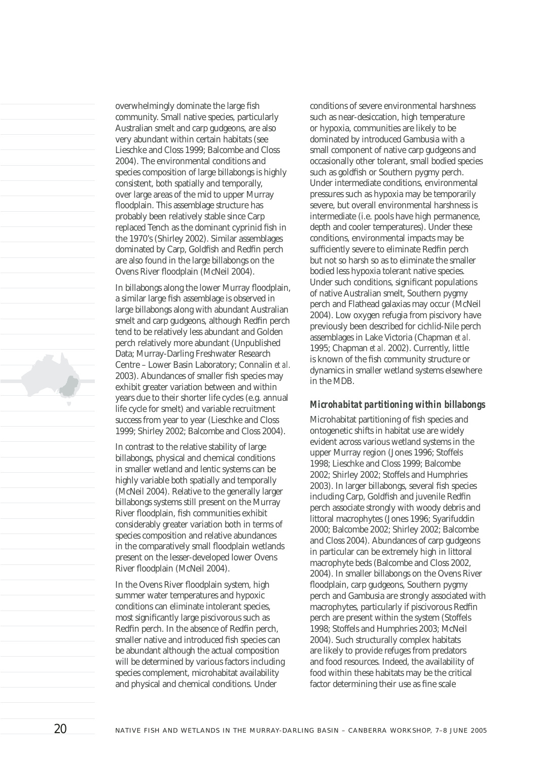overwhelmingly dominate the large fish community. Small native species, particularly Australian smelt and carp gudgeons, are also very abundant within certain habitats (see Lieschke and Closs 1999; Balcombe and Closs 2004). The environmental conditions and species composition of large billabongs is highly consistent, both spatially and temporally, over large areas of the mid to upper Murray floodplain. This assemblage structure has probably been relatively stable since Carp replaced Tench as the dominant cyprinid fish in the 1970's (Shirley 2002). Similar assemblages dominated by Carp, Goldfish and Redfin perch are also found in the large billabongs on the Ovens River floodplain (McNeil 2004).

In billabongs along the lower Murray floodplain, a similar large fish assemblage is observed in large billabongs along with abundant Australian smelt and carp gudgeons, although Redfin perch tend to be relatively less abundant and Golden perch relatively more abundant (Unpublished Data; Murray-Darling Freshwater Research Centre – Lower Basin Laboratory; Connalin *et al.* 2003). Abundances of smaller fish species may exhibit greater variation between and within years due to their shorter life cycles (e.g. annual life cycle for smelt) and variable recruitment success from year to year (Lieschke and Closs 1999; Shirley 2002; Balcombe and Closs 2004).

In contrast to the relative stability of large billabongs, physical and chemical conditions in smaller wetland and lentic systems can be highly variable both spatially and temporally (McNeil 2004). Relative to the generally larger billabongs systems still present on the Murray River floodplain, fish communities exhibit considerably greater variation both in terms of species composition and relative abundances in the comparatively small floodplain wetlands present on the lesser-developed lower Ovens River floodplain (McNeil 2004).

In the Ovens River floodplain system, high summer water temperatures and hypoxic conditions can eliminate intolerant species, most significantly large piscivorous such as Redfin perch. In the absence of Redfin perch, smaller native and introduced fish species can be abundant although the actual composition will be determined by various factors including species complement, microhabitat availability and physical and chemical conditions. Under conditions of severe environmental harshness such as near-desiccation, high temperature or hypoxia, communities are likely to be dominated by introduced Gambusia with a small component of native carp gudgeons and occasionally other tolerant, small bodied species such as goldfish or Southern pygmy perch. Under intermediate conditions, environmental pressures such as hypoxia may be temporarily severe, but overall environmental harshness is intermediate (i.e. pools have high permanence, depth and cooler temperatures). Under these conditions, environmental impacts may be sufficiently severe to eliminate Redfin perch but not so harsh so as to eliminate the smaller bodied less hypoxia tolerant native species. Under such conditions, significant populations of native Australian smelt, Southern pygmy perch and Flathead galaxias may occur (McNeil 2004). Low oxygen refugia from piscivory have previously been described for cichlid-Nile perch assemblages in Lake Victoria (Chapman *et al.* 1995; Chapman *et al.* 2002). Currently, little is known of the fish community structure or dynamics in smaller wetland systems elsewhere in the MDB.

### *Microhabitat partitioning within billabongs*

Microhabitat partitioning of fish species and ontogenetic shifts in habitat use are widely evident across various wetland systems in the upper Murray region (Jones 1996; Stoffels 1998; Lieschke and Closs 1999; Balcombe 2002; Shirley 2002; Stoffels and Humphries 2003). In larger billabongs, several fish species including Carp, Goldfish and juvenile Redfin perch associate strongly with woody debris and littoral macrophytes (Jones 1996; Syarifuddin 2000; Balcombe 2002; Shirley 2002; Balcombe and Closs 2004). Abundances of carp gudgeons in particular can be extremely high in littoral macrophyte beds (Balcombe and Closs 2002, 2004). In smaller billabongs on the Ovens River floodplain, carp gudgeons, Southern pygmy perch and Gambusia are strongly associated with macrophytes, particularly if piscivorous Redfin perch are present within the system (Stoffels 1998; Stoffels and Humphries 2003; McNeil 2004). Such structurally complex habitats are likely to provide refuges from predators and food resources. Indeed, the availability of food within these habitats may be the critical factor determining their use as fine scale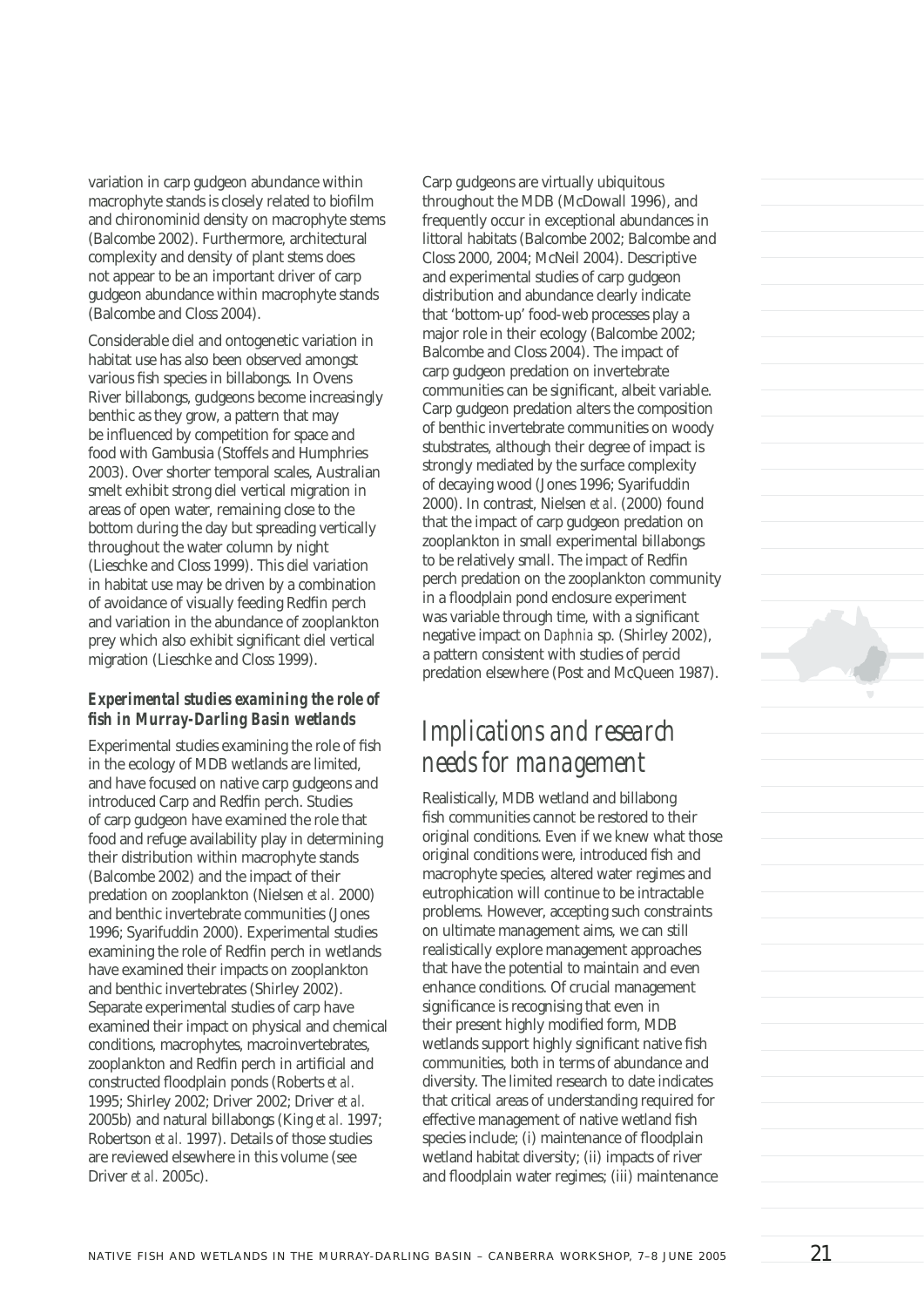variation in carp gudgeon abundance within macrophyte stands is closely related to biofilm and chironominid density on macrophyte stems (Balcombe 2002). Furthermore, architectural complexity and density of plant stems does not appear to be an important driver of carp gudgeon abundance within macrophyte stands (Balcombe and Closs 2004).

Considerable diel and ontogenetic variation in habitat use has also been observed amongst various fish species in billabongs. In Ovens River billabongs, gudgeons become increasingly benthic as they grow, a pattern that may be influenced by competition for space and food with Gambusia (Stoffels and Humphries 2003). Over shorter temporal scales, Australian smelt exhibit strong diel vertical migration in areas of open water, remaining close to the bottom during the day but spreading vertically throughout the water column by night (Lieschke and Closs 1999). This diel variation in habitat use may be driven by a combination of avoidance of visually feeding Redfin perch and variation in the abundance of zooplankton prey which also exhibit significant diel vertical migration (Lieschke and Closs 1999).

### Experimental studies examining the role of fish in Murray-Darling Basin wetlands

Experimental studies examining the role of fish in the ecology of MDB wetlands are limited, and have focused on native carp gudgeons and introduced Carp and Redfin perch. Studies of carp gudgeon have examined the role that food and refuge availability play in determining their distribution within macrophyte stands (Balcombe 2002) and the impact of their predation on zooplankton (Nielsen *et al.* 2000) and benthic invertebrate communities (Jones 1996; Syarifuddin 2000). Experimental studies examining the role of Redfin perch in wetlands have examined their impacts on zooplankton and benthic invertebrates (Shirley 2002). Separate experimental studies of carp have examined their impact on physical and chemical conditions, macrophytes, macroinvertebrates, zooplankton and Redfin perch in artificial and constructed floodplain ponds (Roberts *et al.* 1995; Shirley 2002; Driver 2002; Driver *et al.* 2005b) and natural billabongs (King *et al.* 1997; Robertson *et al.* 1997). Details of those studies are reviewed elsewhere in this volume (see Driver *et al.* 2005c).

Carp gudgeons are virtually ubiquitous throughout the MDB (McDowall 1996), and frequently occur in exceptional abundances in littoral habitats (Balcombe 2002; Balcombe and Closs 2000, 2004; McNeil 2004). Descriptive and experimental studies of carp gudgeon distribution and abundance clearly indicate that 'bottom-up' food-web processes play a major role in their ecology (Balcombe 2002; Balcombe and Closs 2004). The impact of carp gudgeon predation on invertebrate communities can be significant, albeit variable. Carp gudgeon predation alters the composition of benthic invertebrate communities on woody stubstrates, although their degree of impact is strongly mediated by the surface complexity of decaying wood (Jones 1996; Syarifuddin 2000). In contrast, Nielsen *et al.* (2000) found that the impact of carp gudgeon predation on zooplankton in small experimental billabongs to be relatively small. The impact of Redfin perch predation on the zooplankton community in a floodplain pond enclosure experiment was variable through time, with a significant negative impact on *Daphnia* sp. (Shirley 2002), a pattern consistent with studies of percid predation elsewhere (Post and McQueen 1987).

## Implications and research needs for management

Realistically, MDB wetland and billabong fish communities cannot be restored to their original conditions. Even if we knew what those original conditions were, introduced fish and macrophyte species, altered water regimes and eutrophication will continue to be intractable problems. However, accepting such constraints on ultimate management aims, we can still realistically explore management approaches that have the potential to maintain and even enhance conditions. Of crucial management significance is recognising that even in their present highly modified form, MDB wetlands support highly significant native fish communities, both in terms of abundance and diversity. The limited research to date indicates that critical areas of understanding required for effective management of native wetland fish species include; (i) maintenance of floodplain wetland habitat diversity; (ii) impacts of river and floodplain water regimes; (iii) maintenance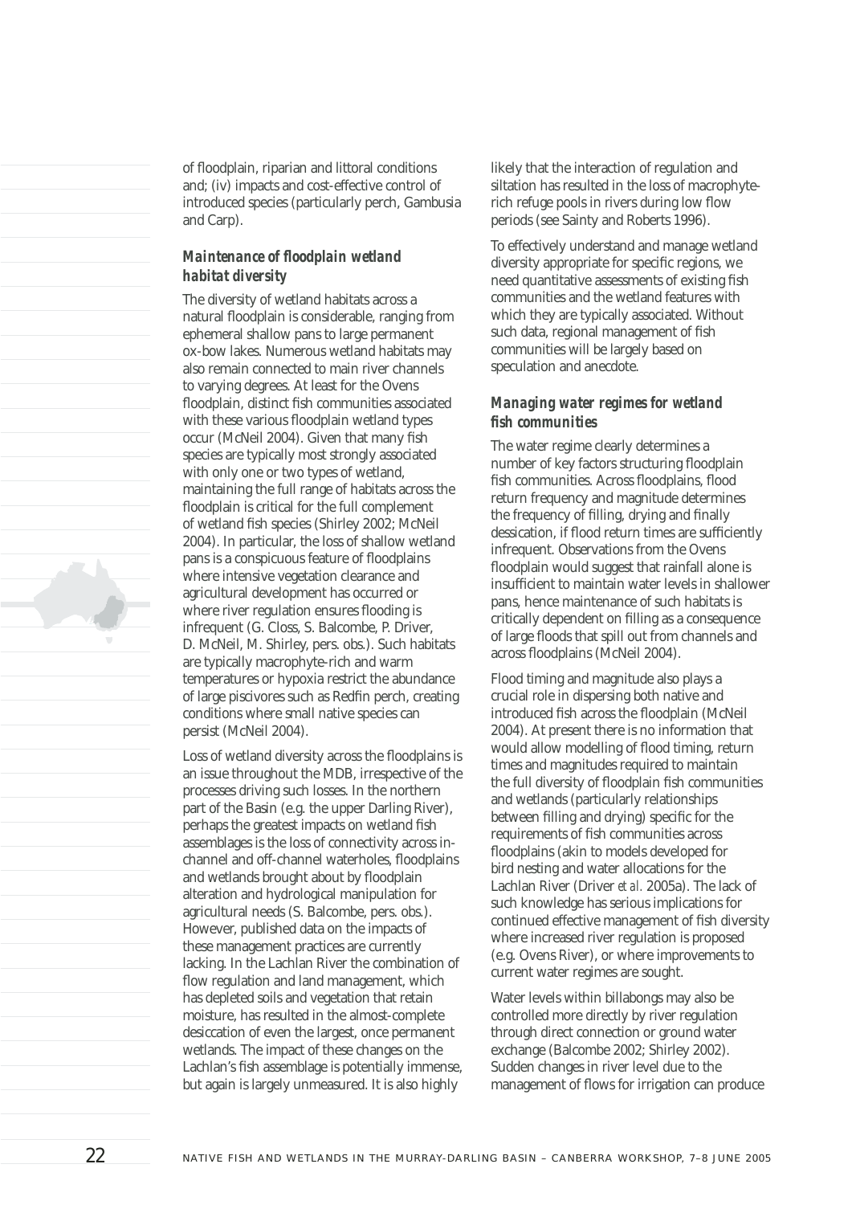of floodplain, riparian and littoral conditions and; (iv) impacts and cost-effective control of introduced species (particularly perch, Gambusia and Carp).

### *Maintenance of floodplain wetland habitat diversity*

The diversity of wetland habitats across a natural floodplain is considerable, ranging from ephemeral shallow pans to large permanent ox-bow lakes. Numerous wetland habitats may also remain connected to main river channels to varying degrees. At least for the Ovens floodplain, distinct fish communities associated with these various floodplain wetland types occur (McNeil 2004). Given that many fish species are typically most strongly associated with only one or two types of wetland, maintaining the full range of habitats across the floodplain is critical for the full complement of wetland fish species (Shirley 2002; McNeil 2004). In particular, the loss of shallow wetland pans is a conspicuous feature of floodplains where intensive vegetation clearance and agricultural development has occurred or where river regulation ensures flooding is infrequent (G. Closs, S. Balcombe, P. Driver, D. McNeil, M. Shirley, pers. obs.). Such habitats are typically macrophyte-rich and warm temperatures or hypoxia restrict the abundance of large piscivores such as Redfin perch, creating conditions where small native species can persist (McNeil 2004).

Loss of wetland diversity across the floodplains is an issue throughout the MDB, irrespective of the processes driving such losses. In the northern part of the Basin (e.g. the upper Darling River), perhaps the greatest impacts on wetland fish assemblages is the loss of connectivity across in-channel and off-channel waterholes, floodplains and wetlands brought about by floodplain alteration and hydrological manipulation for agricultural needs (S. Balcombe, pers. obs.). However, published data on the impacts of these management practices are currently lacking. In the Lachlan River the combination of flow regulation and land management, which has depleted soils and vegetation that retain moisture, has resulted in the almost-complete desiccation of even the largest, once permanent wetlands. The impact of these changes on the Lachlan's fish assemblage is potentially immense, but again is largely unmeasured. It is also highly likely that the interaction of regulation and siltation has resulted in the loss of macrophyte-rich refuge pools in rivers during low flow periods (see Sainty and Roberts 1996).

To effectively understand and manage wetland diversity appropriate for specific regions, we need quantitative assessments of existing fish communities and the wetland features with which they are typically associated. Without such data, regional management of fish communities will be largely based on speculation and anecdote.

### *Managing water regimes for wetland fish communities*

The water regime clearly determines a number of key factors structuring floodplain fish communities. Across floodplains, flood return frequency and magnitude determines the frequency of filling, drying and finally dessication, if flood return times are sufficiently infrequent. Observations from the Ovens floodplain would suggest that rainfall alone is insufficient to maintain water levels in shallower pans, hence maintenance of such habitats is critically dependent on filling as a consequence of large floods that spill out from channels and across floodplains (McNeil 2004).

Flood timing and magnitude also plays a crucial role in dispersing both native and introduced fish across the floodplain (McNeil 2004). At present there is no information that would allow modelling of flood timing, return times and magnitudes required to maintain the full diversity of floodplain fish communities and wetlands (particularly relationships between filling and drying) specific for the requirements of fish communities across floodplains (akin to models developed for bird nesting and water allocations for the Lachlan River (Driver *et al.* 2005a). The lack of such knowledge has serious implications for continued effective management of fish diversity where increased river regulation is proposed (e.g. Ovens River), or where improvements to current water regimes are sought.

Water levels within billabongs may also be controlled more directly by river regulation through direct connection or ground water exchange (Balcombe 2002; Shirley 2002). Sudden changes in river level due to the management of flows for irrigation can produce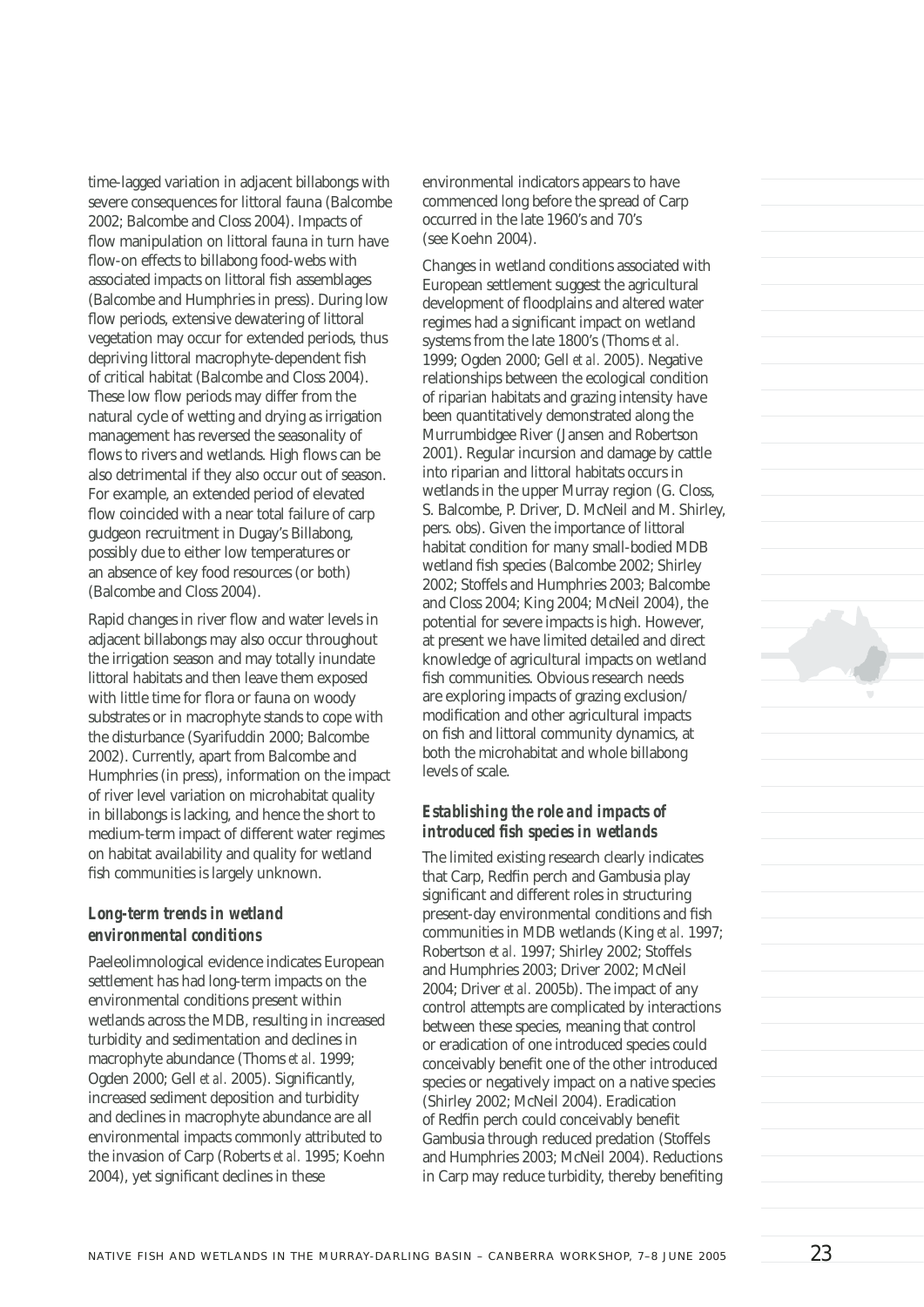time-lagged variation in adjacent billabongs with severe consequences for littoral fauna (Balcombe 2002; Balcombe and Closs 2004). Impacts of flow manipulation on littoral fauna in turn have flow-on effects to billabong food-webs with associated impacts on littoral fish assemblages (Balcombe and Humphries in press). During low flow periods, extensive dewatering of littoral vegetation may occur for extended periods, thus depriving littoral macrophyte-dependent fish of critical habitat (Balcombe and Closs 2004). These low flow periods may differ from the natural cycle of wetting and drying as irrigation management has reversed the seasonality of flows to rivers and wetlands. High flows can be also detrimental if they also occur out of season. For example, an extended period of elevated flow coincided with a near total failure of carp gudgeon recruitment in Dugay's Billabong, possibly due to either low temperatures or an absence of key food resources (or both) (Balcombe and Closs 2004).

Rapid changes in river flow and water levels in adjacent billabongs may also occur throughout the irrigation season and may totally inundate littoral habitats and then leave them exposed with little time for flora or fauna on woody substrates or in macrophyte stands to cope with the disturbance (Syarifuddin 2000; Balcombe 2002). Currently, apart from Balcombe and Humphries (in press), information on the impact of river level variation on microhabitat quality in billabongs is lacking, and hence the short to medium-term impact of different water regimes on habitat availability and quality for wetland fish communities is largely unknown.

### *Long-term trends in wetland environmental conditions*

Paeleolimnological evidence indicates European settlement has had long-term impacts on the environmental conditions present within wetlands across the MDB, resulting in increased turbidity and sedimentation and declines in macrophyte abundance (Thoms *et al.* 1999; Ogden 2000; Gell *et al.* 2005). Significantly, increased sediment deposition and turbidity and declines in macrophyte abundance are all environmental impacts commonly attributed to the invasion of Carp (Roberts *et al.* 1995; Koehn 2004), yet significant declines in these environmental indicators appears to have commenced long before the spread of Carp occurred in the late 1960's and 70's (see Koehn 2004).

Changes in wetland conditions associated with European settlement suggest the agricultural development of floodplains and altered water regimes had a significant impact on wetland systems from the late 1800's (Thoms *et al.* 1999; Ogden 2000; Gell *et al.* 2005). Negative relationships between the ecological condition of riparian habitats and grazing intensity have been quantitatively demonstrated along the Murrumbidgee River (Jansen and Robertson 2001). Regular incursion and damage by cattle into riparian and littoral habitats occurs in wetlands in the upper Murray region (G. Closs, S. Balcombe, P. Driver, D. McNeil and M. Shirley, pers. obs). Given the importance of littoral habitat condition for many small-bodied MDB wetland fish species (Balcombe 2002; Shirley 2002; Stoffels and Humphries 2003; Balcombe and Closs 2004; King 2004; McNeil 2004), the potential for severe impacts is high. However, at present we have limited detailed and direct knowledge of agricultural impacts on wetland fish communities. Obvious research needs are exploring impacts of grazing exclusion/ modification and other agricultural impacts on fish and littoral community dynamics, at both the microhabitat and whole billabong levels of scale.

### *Establishing the role and impacts of introduced fish species in wetlands*

The limited existing research clearly indicates that Carp, Redfin perch and Gambusia play significant and different roles in structuring present-day environmental conditions and fish communities in MDB wetlands (King *et al.* 1997; Robertson *et al.* 1997; Shirley 2002; Stoffels and Humphries 2003; Driver 2002; McNeil 2004; Driver *et al.* 2005b). The impact of any control attempts are complicated by interactions between these species, meaning that control or eradication of one introduced species could conceivably benefit one of the other introduced species or negatively impact on a native species (Shirley 2002; McNeil 2004). Eradication of Redfin perch could conceivably benefit Gambusia through reduced predation (Stoffels and Humphries 2003; McNeil 2004). Reductions in Carp may reduce turbidity, thereby benefiting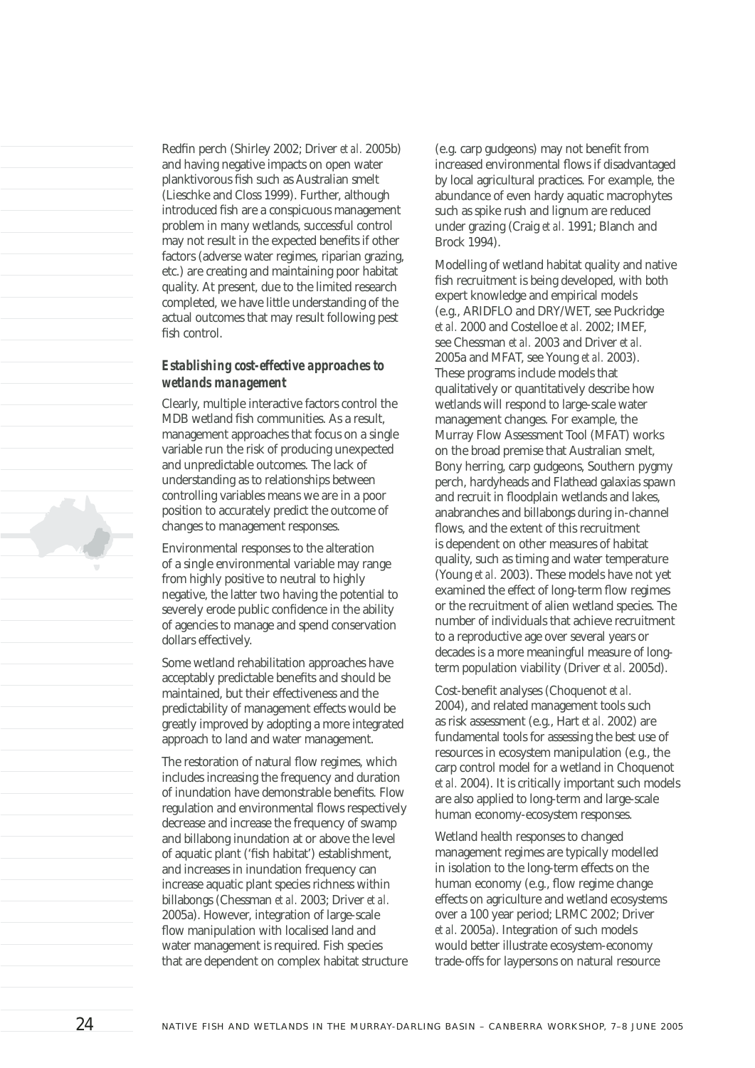Redfin perch (Shirley 2002; Driver *et al.* 2005b) and having negative impacts on open water planktivorous fish such as Australian smelt (Lieschke and Closs 1999). Further, although introduced fish are a conspicuous management problem in many wetlands, successful control may not result in the expected benefits if other factors (adverse water regimes, riparian grazing, etc.) are creating and maintaining poor habitat quality. At present, due to the limited research completed, we have little understanding of the actual outcomes that may result following pest fish control.

### *Establishing cost-effective approaches to wetlands management*

Clearly, multiple interactive factors control the MDB wetland fish communities. As a result, management approaches that focus on a single variable run the risk of producing unexpected and unpredictable outcomes. The lack of understanding as to relationships between controlling variables means we are in a poor position to accurately predict the outcome of changes to management responses.

Environmental responses to the alteration of a single environmental variable may range from highly positive to neutral to highly negative, the latter two having the potential to severely erode public confidence in the ability of agencies to manage and spend conservation dollars effectively.

Some wetland rehabilitation approaches have acceptably predictable benefits and should be maintained, but their effectiveness and the predictability of management effects would be greatly improved by adopting a more integrated approach to land and water management.

The restoration of natural flow regimes, which includes increasing the frequency and duration of inundation have demonstrable benefits. Flow regulation and environmental flows respectively decrease and increase the frequency of swamp and billabong inundation at or above the level of aquatic plant ('fish habitat') establishment, and increases in inundation frequency can increase aquatic plant species richness within billabongs (Chessman *et al.* 2003; Driver *et al.* 2005a). However, integration of large-scale flow manipulation with localised land and water management is required. Fish species that are dependent on complex habitat structure (e.g. carp gudgeons) may not benefit from increased environmental flows if disadvantaged by local agricultural practices. For example, the abundance of even hardy aquatic macrophytes such as spike rush and lignum are reduced under grazing (Craig *et al.* 1991; Blanch and Brock 1994).

Modelling of wetland habitat quality and native fish recruitment is being developed, with both expert knowledge and empirical models (e.g., ARIDFLO and DRY/WET, see Puckridge *et al.* 2000 and Costelloe *et al.* 2002; IMEF, see Chessman *et al.* 2003 and Driver *et al.* 2005a and MFAT, see Young *et al.* 2003). These programs include models that qualitatively or quantitatively describe how wetlands will respond to large-scale water management changes. For example, the Murray Flow Assessment Tool (MFAT) works on the broad premise that Australian smelt, Bony herring, carp gudgeons, Southern pygmy perch, hardyheads and Flathead galaxias spawn and recruit in floodplain wetlands and lakes, anabranches and billabongs during in-channel flows, and the extent of this recruitment is dependent on other measures of habitat quality, such as timing and water temperature (Young *et al.* 2003). These models have not yet examined the effect of long-term flow regimes or the recruitment of alien wetland species. The number of individuals that achieve recruitment to a reproductive age over several years or decades is a more meaningful measure of long-term population viability (Driver *et al.* 2005d).

Cost-benefit analyses (Choquenot *et al.* 2004), and related management tools such as risk assessment (e.g., Hart *et al.* 2002) are fundamental tools for assessing the best use of resources in ecosystem manipulation (e.g., the carp control model for a wetland in Choquenot *et al.* 2004). It is critically important such models are also applied to long-term and large-scale human economy-ecosystem responses.

Wetland health responses to changed management regimes are typically modelled in isolation to the long-term effects on the human economy (e.g., flow regime change effects on agriculture and wetland ecosystems over a 100 year period; LRMC 2002; Driver *et al.* 2005a). Integration of such models would better illustrate ecosystem-economy trade-offs for laypersons on natural resource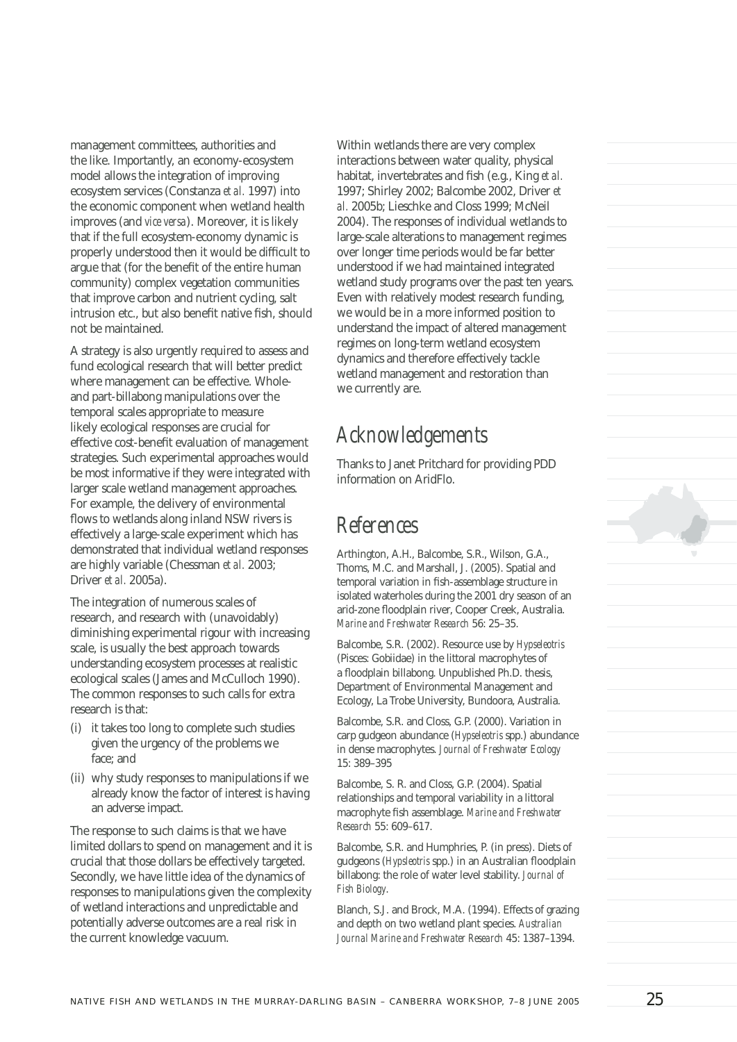management committees, authorities and the like. Importantly, an economy-ecosystem model allows the integration of improving ecosystem services (Constanza *et al.* 1997) into the economic component when wetland health improves (and *vice versa*). Moreover, it is likely that if the full ecosystem-economy dynamic is properly understood then it would be difficult to argue that (for the benefit of the entire human community) complex vegetation communities that improve carbon and nutrient cycling, salt intrusion etc., but also benefit native fish, should not be maintained.

A strategy is also urgently required to assess and fund ecological research that will better predict where management can be effective. Whole- and part-billabong manipulations over the temporal scales appropriate to measure likely ecological responses are crucial for effective cost-benefit evaluation of management strategies. Such experimental approaches would be most informative if they were integrated with larger scale wetland management approaches. For example, the delivery of environmental flows to wetlands along inland NSW rivers is effectively a large-scale experiment which has demonstrated that individual wetland responses are highly variable (Chessman *et al.* 2003; Driver *et al.* 2005a).

The integration of numerous scales of research, and research with (unavoidably) diminishing experimental rigour with increasing scale, is usually the best approach towards understanding ecosystem processes at realistic ecological scales (James and McCulloch 1990). The common responses to such calls for extra research is that:

(i) it takes too long to complete such studies given the urgency of the problems we face; and

(ii) why study responses to manipulations if we already know the factor of interest is having an adverse impact.

The response to such claims is that we have limited dollars to spend on management and it is crucial that those dollars be effectively targeted. Secondly, we have little idea of the dynamics of responses to manipulations given the complexity of wetland interactions and unpredictable and potentially adverse outcomes are a real risk in the current knowledge vacuum.

Within wetlands there are very complex interactions between water quality, physical habitat, invertebrates and fish (e.g., King *et al.* 1997; Shirley 2002; Balcombe 2002, Driver *et al.* 2005b; Lieschke and Closs 1999; McNeil 2004). The responses of individual wetlands to large-scale alterations to management regimes over longer time periods would be far better understood if we had maintained integrated wetland study programs over the past ten years. Even with relatively modest research funding, we would be in a more informed position to understand the impact of altered management regimes on long-term wetland ecosystem dynamics and therefore effectively tackle wetland management and restoration than we currently are.

## Acknowledgements

Thanks to Janet Pritchard for providing PDD information on AridFlo.

## References

Arthington, A.H., Balcombe, S.R., Wilson, G.A., Thoms, M.C. and Marshall, J. (2005). Spatial and temporal variation in fish-assemblage structure in isolated waterholes during the 2001 dry season of an arid-zone floodplain river, Cooper Creek, Australia. *Marine and Freshwater Research* 56: 25–35.

Balcombe, S.R. (2002). Resource use by *Hypseleotris* (Pisces: Gobiidae) in the littoral macrophytes of a floodplain billabong. Unpublished Ph.D. thesis, Department of Environmental Management and Ecology, La Trobe University, Bundoora, Australia.

Balcombe, S.R. and Closs, G.P. (2000). Variation in carp gudgeon abundance (*Hypseleotris* spp.) abundance in dense macrophytes. *Journal of Freshwater Ecology* 15: 389–395

Balcombe, S. R. and Closs, G.P. (2004). Spatial relationships and temporal variability in a littoral macrophyte fish assemblage. *Marine and Freshwater Research* 55: 609–617.

Balcombe, S.R. and Humphries, P. (in press). Diets of gudgeons (*Hypseleotris* spp.) in an Australian floodplain billabong: the role of water level stability. *Journal of Fish Biology*.

Blanch, S.J. and Brock, M.A. (1994). Effects of grazing and depth on two wetland plant species. *Australian Journal Marine and Freshwater Research* 45: 1387–1394.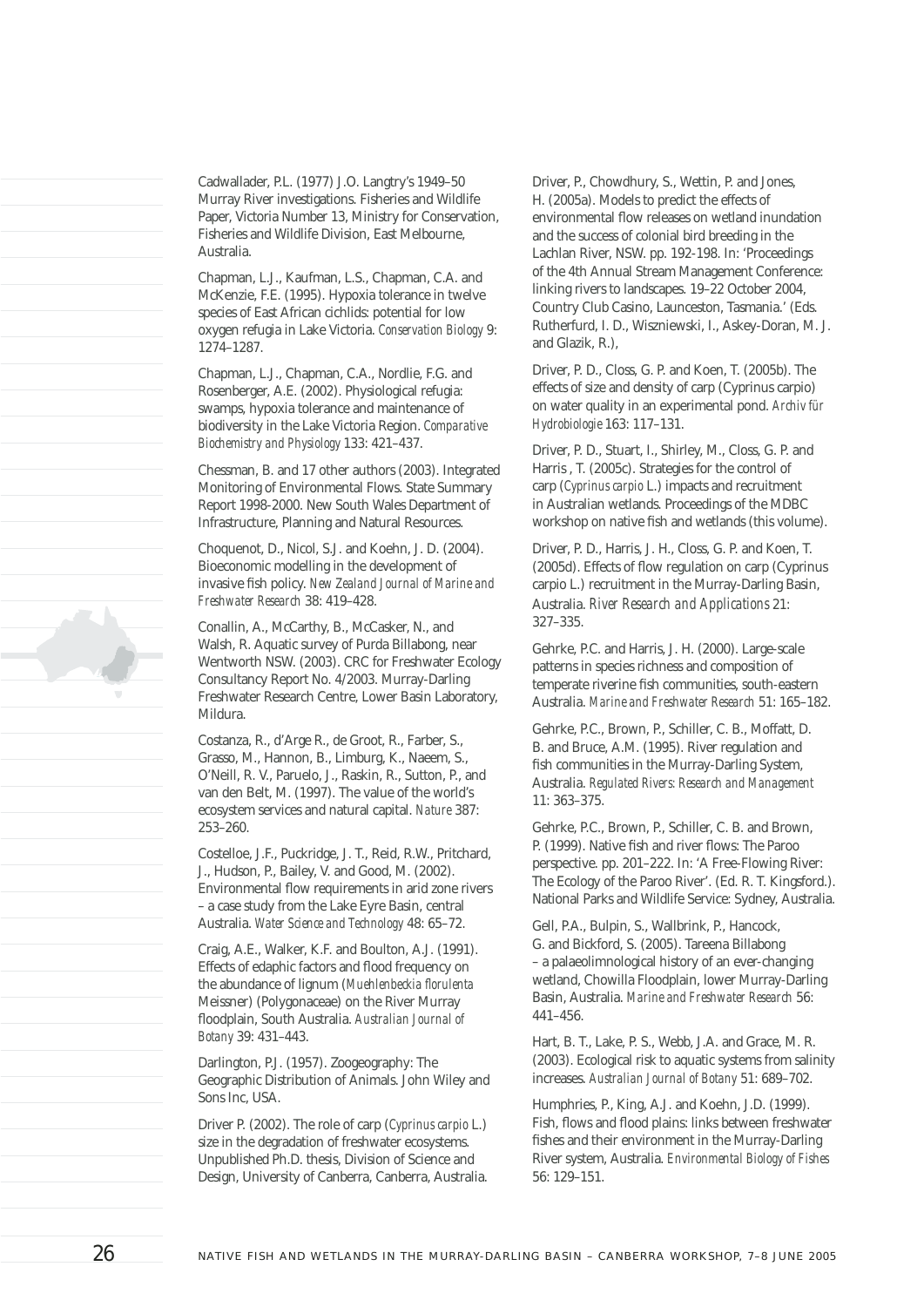Cadwallader, P.L. (1977) J.O. Langtry's 1949–50 Murray River investigations. Fisheries and Wildlife Paper, Victoria Number 13, Ministry for Conservation, Fisheries and Wildlife Division, East Melbourne, Australia.

Chapman, L.J., Kaufman, L.S., Chapman, C.A. and McKenzie, F.E. (1995). Hypoxia tolerance in twelve species of East African cichlids: potential for low oxygen refugia in Lake Victoria. *Conservation Biology* 9: 1274–1287.

Chapman, L.J., Chapman, C.A., Nordlie, F.G. and Rosenberger, A.E. (2002). Physiological refugia: swamps, hypoxia tolerance and maintenance of biodiversity in the Lake Victoria Region. *Comparative Biochemistry and Physiology* 133: 421–437.

Chessman, B. and 17 other authors (2003). Integrated Monitoring of Environmental Flows. State Summary Report 1998-2000. New South Wales Department of Infrastructure, Planning and Natural Resources.

Choquenot, D., Nicol, S.J. and Koehn, J. D. (2004). Bioeconomic modelling in the development of invasive fish policy. *New Zealand Journal of Marine and Freshwater Research* 38: 419–428.

Conallin, A., McCarthy, B., McCasker, N., and Walsh, R. Aquatic survey of Purda Billabong, near Wentworth NSW. (2003). CRC for Freshwater Ecology Consultancy Report No. 4/2003. Murray-Darling Freshwater Research Centre, Lower Basin Laboratory, Mildura.

Costanza, R., d'Arge R., de Groot, R., Farber, S., Grasso, M., Hannon, B., Limburg, K., Naeem, S., O'Neill, R. V., Paruelo, J., Raskin, R., Sutton, P., and van den Belt, M. (1997). The value of the world's ecosystem services and natural capital. *Nature* 387: 253–260.

Costelloe, J.F., Puckridge, J. T., Reid, R.W., Pritchard, J., Hudson, P., Bailey, V. and Good, M. (2002). Environmental flow requirements in arid zone rivers – a case study from the Lake Eyre Basin, central Australia. *Water Science and Technology* 48: 65–72.

Craig, A.E., Walker, K.F. and Boulton, A.J. (1991). Effects of edaphic factors and flood frequency on the abundance of lignum (*Muehlenbeckia florulenta* Meissner) (Polygonaceae) on the River Murray floodplain, South Australia. *Australian Journal of Botany* 39: 431–443.

Darlington, P.J. (1957). Zoogeography: The Geographic Distribution of Animals. John Wiley and Sons Inc, USA.

Driver P. (2002). The role of carp (*Cyprinus carpio* L.) size in the degradation of freshwater ecosystems. Unpublished Ph.D. thesis, Division of Science and Design, University of Canberra, Canberra, Australia.

Driver, P., Chowdhury, S., Wettin, P. and Jones, H. (2005a). Models to predict the effects of environmental flow releases on wetland inundation and the success of colonial bird breeding in the Lachlan River, NSW. pp. 192-198. In: 'Proceedings of the 4th Annual Stream Management Conference: linking rivers to landscapes. 19–22 October 2004, Country Club Casino, Launceston, Tasmania.' (Eds. Rutherfurd, I. D., Wiszniewski, I., Askey-Doran, M. J. and Glazik, R.),

Driver, P. D., Closs, G. P. and Koen, T. (2005b). The effects of size and density of carp (Cyprinus carpio) on water quality in an experimental pond. *Archiv für Hydrobiologie* 163: 117–131.

Driver, P. D., Stuart, I., Shirley, M., Closs, G. P. and Harris , T. (2005c). Strategies for the control of carp (*Cyprinus carpio* L.) impacts and recruitment in Australian wetlands. Proceedings of the MDBC workshop on native fish and wetlands (this volume).

Driver, P. D., Harris, J. H., Closs, G. P. and Koen, T. (2005d). Effects of flow regulation on carp (Cyprinus carpio L.) recruitment in the Murray-Darling Basin, Australia. *River Research and Applications* 21: 327–335.

Gehrke, P.C. and Harris, J. H. (2000). Large-scale patterns in species richness and composition of temperate riverine fish communities, south-eastern Australia. *Marine and Freshwater Research* 51: 165–182.

Gehrke, P.C., Brown, P., Schiller, C. B., Moffatt, D. B. and Bruce, A.M. (1995). River regulation and fish communities in the Murray-Darling System, Australia. *Regulated Rivers: Research and Management* 11: 363–375.

Gehrke, P.C., Brown, P., Schiller, C. B. and Brown, P. (1999). Native fish and river flows: The Paroo perspective. pp. 201–222. In: 'A Free-Flowing River: The Ecology of the Paroo River'. (Ed. R. T. Kingsford.). National Parks and Wildlife Service: Sydney, Australia.

Gell, P.A., Bulpin, S., Wallbrink, P., Hancock, G. and Bickford, S. (2005). Tareena Billabong – a palaeolimnological history of an ever-changing wetland, Chowilla Floodplain, lower Murray-Darling Basin, Australia. *Marine and Freshwater Research* 56: 441–456.

Hart, B. T., Lake, P. S., Webb, J.A. and Grace, M. R. (2003). Ecological risk to aquatic systems from salinity increases. *Australian Journal of Botany* 51: 689–702.

Humphries, P., King, A.J. and Koehn, J.D. (1999). Fish, flows and flood plains: links between freshwater fishes and their environment in the Murray-Darling River system, Australia. *Environmental Biology of Fishes* 56: 129–151.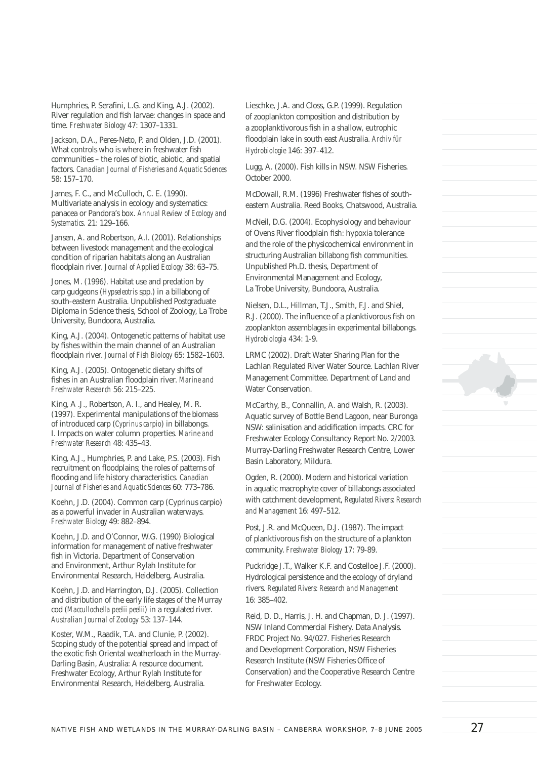Humphries, P. Serafini, L.G. and King, A.J. (2002). River regulation and fish larvae: changes in space and time. *Freshwater Biology* 47: 1307–1331.

Jackson, D.A., Peres-Neto, P. and Olden, J.D. (2001). What controls who is where in freshwater fish communities – the roles of biotic, abiotic, and spatial factors. *Canadian Journal of Fisheries and Aquatic Sciences* 58: 157–170.

James, F. C., and McCulloch, C. E. (1990). Multivariate analysis in ecology and systematics: panacea or Pandora's box. *Annual Review of Ecology and Systematics*. 21: 129–166.

Jansen, A. and Robertson, A.I. (2001). Relationships between livestock management and the ecological condition of riparian habitats along an Australian floodplain river. *Journal of Applied Ecology* 38: 63–75.

Jones, M. (1996). Habitat use and predation by carp gudgeons (*Hypseleotris* spp.) in a billabong of south-eastern Australia. Unpublished Postgraduate Diploma in Science thesis, School of Zoology, La Trobe University, Bundoora, Australia.

King, A.J. (2004). Ontogenetic patterns of habitat use by fishes within the main channel of an Australian floodplain river. *Journal of Fish Biology* 65: 1582–1603.

King, A.J. (2005). Ontogenetic dietary shifts of fishes in an Australian floodplain river. *Marine and Freshwater Research* 56: 215–225.

King, A .J., Robertson, A. I., and Healey, M. R. (1997). Experimental manipulations of the biomass of introduced carp (*Cyprinus carpio*) in billabongs. I. Impacts on water column properties. *Marine and Freshwater Research* 48: 435–43.

King, A.J., Humphries, P. and Lake, P.S. (2003). Fish recruitment on floodplains; the roles of patterns of flooding and life history characteristics. *Canadian Journal of Fisheries and Aquatic Sciences* 60: 773–786.

Koehn, J.D. (2004). Common carp (Cyprinus carpio) as a powerful invader in Australian waterways. *Freshwater Biology* 49: 882–894.

Koehn, J.D. and O'Connor, W.G. (1990) Biological information for management of native freshwater fish in Victoria. Department of Conservation and Environment, Arthur Rylah Institute for Environmental Research, Heidelberg, Australia.

Koehn, J.D. and Harrington, D.J. (2005). Collection and distribution of the early life stages of the Murray cod (*Maccullochella peelii peelii*) in a regulated river. *Australian Journal of Zoology* 53: 137–144.

Koster, W.M., Raadik, T.A. and Clunie, P. (2002). Scoping study of the potential spread and impact of the exotic fish Oriental weatherloach in the Murray-Darling Basin, Australia: A resource document. Freshwater Ecology, Arthur Rylah Institute for Environmental Research, Heidelberg, Australia.

Lieschke, J.A. and Closs, G.P. (1999). Regulation of zooplankton composition and distribution by a zooplanktivorous fish in a shallow, eutrophic floodplain lake in south east Australia. *Archiv für Hydrobiologie* 146: 397–412.

Lugg, A. (2000). Fish kills in NSW. NSW Fisheries. October 2000.

McDowall, R.M. (1996) Freshwater fishes of south-eastern Australia. Reed Books, Chatswood, Australia.

McNeil, D.G. (2004). Ecophysiology and behaviour of Ovens River floodplain fish: hypoxia tolerance and the role of the physicochemical environment in structuring Australian billabong fish communities. Unpublished Ph.D. thesis, Department of Environmental Management and Ecology, La Trobe University, Bundoora, Australia.

Nielsen, D.L., Hillman, T.J., Smith, F.J. and Shiel, R.J. (2000). The influence of a planktivorous fish on zooplankton assemblages in experimental billabongs. *Hydrobiologia* 434: 1-9.

LRMC (2002). Draft Water Sharing Plan for the Lachlan Regulated River Water Source. Lachlan River Management Committee. Department of Land and Water Conservation.

McCarthy, B., Connallin, A. and Walsh, R. (2003). Aquatic survey of Bottle Bend Lagoon, near Buronga NSW: salinisation and acidification impacts. CRC for Freshwater Ecology Consultancy Report No. 2/2003. Murray-Darling Freshwater Research Centre, Lower Basin Laboratory, Mildura.

Ogden, R. (2000). Modern and historical variation in aquatic macrophyte cover of billabongs associated with catchment development, *Regulated Rivers: Research and Management* 16: 497–512.

Post, J.R. and McQueen, D.J. (1987). The impact of planktivorous fish on the structure of a plankton community. *Freshwater Biology* 17: 79-89.

Puckridge J.T., Walker K.F. and Costelloe J.F. (2000). Hydrological persistence and the ecology of dryland rivers. *Regulated Rivers: Research and Management* 16: 385–402.

Reid, D. D., Harris, J. H. and Chapman, D. J. (1997). NSW Inland Commercial Fishery. Data Analysis. FRDC Project No. 94/027. Fisheries Research and Development Corporation, NSW Fisheries Research Institute (NSW Fisheries Office of Conservation) and the Cooperative Research Centre for Freshwater Ecology.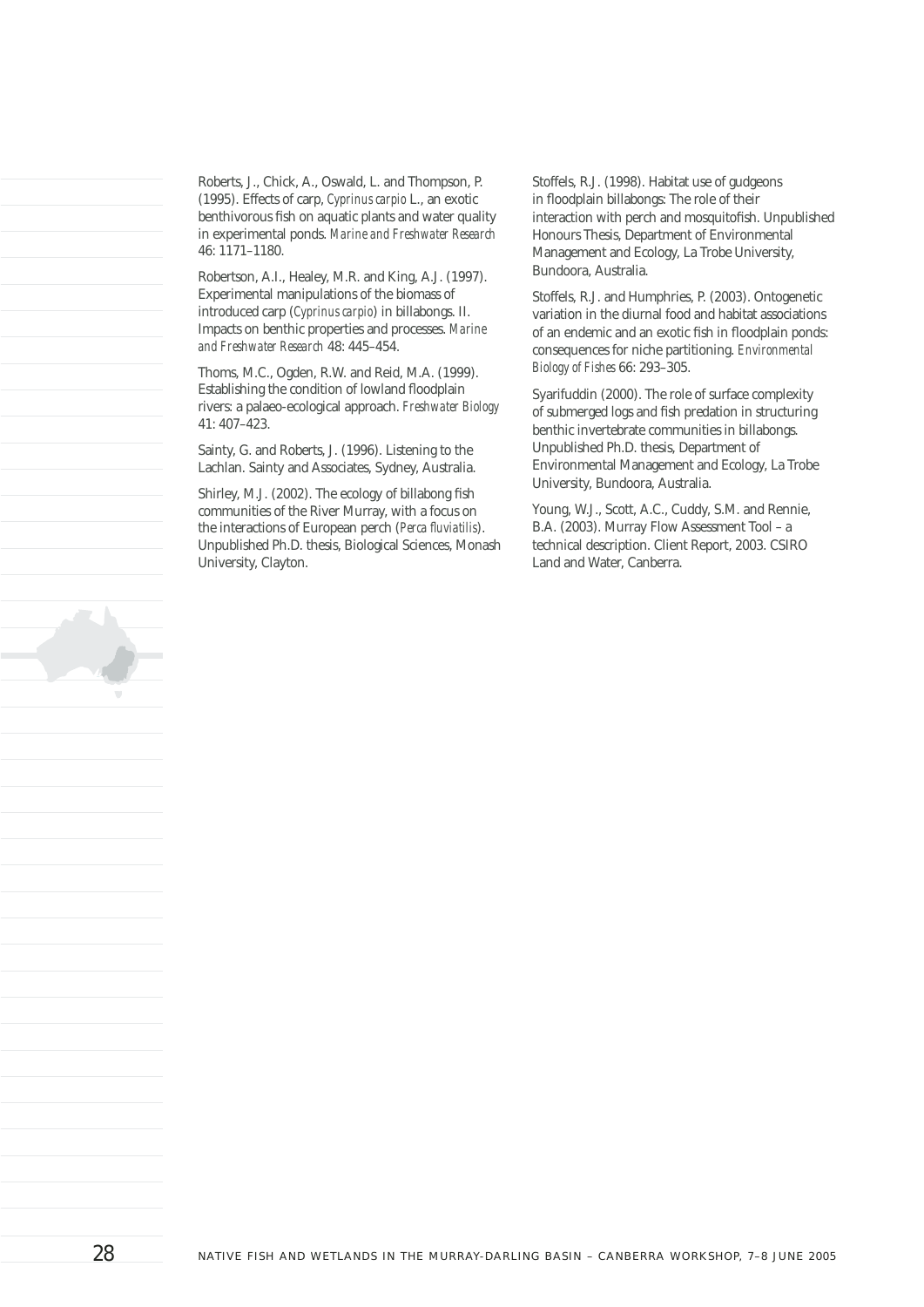Roberts, J., Chick, A., Oswald, L. and Thompson, P. (1995). Effects of carp, *Cyprinus carpio* L., an exotic benthivorous fish on aquatic plants and water quality in experimental ponds. *Marine and Freshwater Research* 46: 1171–1180.

Robertson, A.I., Healey, M.R. and King, A.J. (1997). Experimental manipulations of the biomass of introduced carp (*Cyprinus carpio*) in billabongs. II. Impacts on benthic properties and processes. *Marine and Freshwater Research* 48: 445–454.

Thoms, M.C., Ogden, R.W. and Reid, M.A. (1999). Establishing the condition of lowland floodplain rivers: a palaeo-ecological approach. *Freshwater Biology* 41: 407–423.

Sainty, G. and Roberts, J. (1996). Listening to the Lachlan. Sainty and Associates, Sydney, Australia.

Shirley, M.J. (2002). The ecology of billabong fish communities of the River Murray, with a focus on the interactions of European perch (*Perca fluviatilis*). Unpublished Ph.D. thesis, Biological Sciences, Monash University, Clayton.

Stoffels, R.J. (1998). Habitat use of gudgeons in floodplain billabongs: The role of their interaction with perch and mosquitofish. Unpublished Honours Thesis, Department of Environmental Management and Ecology, La Trobe University, Bundoora, Australia.

Stoffels, R.J. and Humphries, P. (2003). Ontogenetic variation in the diurnal food and habitat associations of an endemic and an exotic fish in floodplain ponds: consequences for niche partitioning. *Environmental Biology of Fishes* 66: 293–305.

Syarifuddin (2000). The role of surface complexity of submerged logs and fish predation in structuring benthic invertebrate communities in billabongs. Unpublished Ph.D. thesis, Department of Environmental Management and Ecology, La Trobe University, Bundoora, Australia.

Young, W.J., Scott, A.C., Cuddy, S.M. and Rennie, B.A. (2003). Murray Flow Assessment Tool – a technical description. Client Report, 2003. CSIRO Land and Water, Canberra.